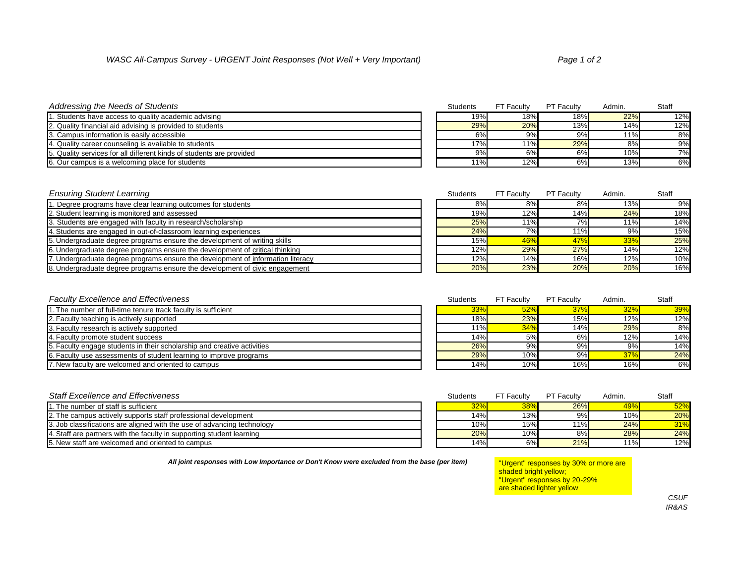*WASC All-Campus Survey - URGENT Joint Responses (Not Well + Very Important)*

| *Addressing the Needs of Students* | Students | FT Faculty | PT Faculty | Admin. | Staff |
|---|---|---|---|---|---|
| 1. Students have access to quality academic advising | 19% | 18% | 18% | 22% | 12% |
| 2. Quality financial aid advising is provided to students | 29% | 20% | 13% | 14% | 12% |
| 3. Campus information is easily accessible | 6% | 9% | 9% | 11% | 8% |
| 4. Quality career counseling is available to students | 17% | 11% | 29% | 8% | 9% |
| 5. Quality services for all different kinds of students are provided | 9% | 6% | 6% | 10% | 7% |
| 6. Our campus is a welcoming place for students | 11% | 12% | 6% | 13% | 6% |

| *Ensuring Student Learning* | Students | FT Faculty | PT Faculty | Admin. | Staff |
|---|---|---|---|---|---|
| 1. Degree programs have clear learning outcomes for students | 8% | 8% | 8% | 13% | 9% |
| 2. Student learning is monitored and assessed | 19% | 12% | 14% | 24% | 18% |
| 3. Students are engaged with faculty in research/scholarship | 25% | 11% | 7% | 11% | 14% |
| 4. Students are engaged in out-of-classroom learning experiences | 24% | 7% | 11% | 9% | 15% |
| 5. Undergraduate degree programs ensure the development of writing skills | 15% | 46% | 47% | 33% | 25% |
| 6. Undergraduate degree programs ensure the development of critical thinking | 12% | 29% | 27% | 14% | 12% |
| 7. Undergraduate degree programs ensure the development of information literacy | 12% | 14% | 16% | 12% | 10% |
| 8. Undergraduate degree programs ensure the development of civic engagement | 20% | 23% | 20% | 20% | 16% |

| *Faculty Excellence and Effectiveness* | Students | FT Faculty | PT Faculty | Admin. | Staff |
|---|---|---|---|---|---|
| 1. The number of full-time tenure track faculty is sufficient | 33% | 52% | 37% | 32% | 39% |
| 2. Faculty teaching is actively supported | 18% | 23% | 15% | 12% | 12% |
| 3. Faculty research is actively supported | 11% | 34% | 14% | 29% | 8% |
| 4. Faculty promote student success | 14% | 5% | 6% | 12% | 14% |
| 5. Faculty engage students in their scholarship and creative activities | 26% | 9% | 9% | 9% | 14% |
| 6. Faculty use assessments of student learning to improve programs | 29% | 10% | 9% | 37% | 24% |
| 7. New faculty are welcomed and oriented to campus | 14% | 10% | 16% | 16% | 6% |

| *Staff Excellence and Effectiveness* | Students | FT Faculty | PT Faculty | Admin. | Staff |
|---|---|---|---|---|---|
| 1. The number of staff is sufficient | 32% | 38% | 26% | 49% | 52% |
| 2. The campus actively supports staff professional development | 14% | 13% | 9% | 10% | 20% |
| 3. Job classifications are aligned with the use of advancing technology | 10% | 15% | 11% | 24% | 31% |
| 4. Staff are partners with the faculty in supporting student learning | 20% | 10% | 8% | 28% | 24% |
| 5. New staff are welcomed and oriented to campus | 14% | 6% | 21% | 11% | 12% |

***All joint responses with Low Importance or Don't Know were excluded from the base (per item)***

"Urgent" responses by 30% or more are shaded bright yellow;
"Urgent" responses by 20-29% are shaded lighter yellow

*CSUF*
*IR&AS*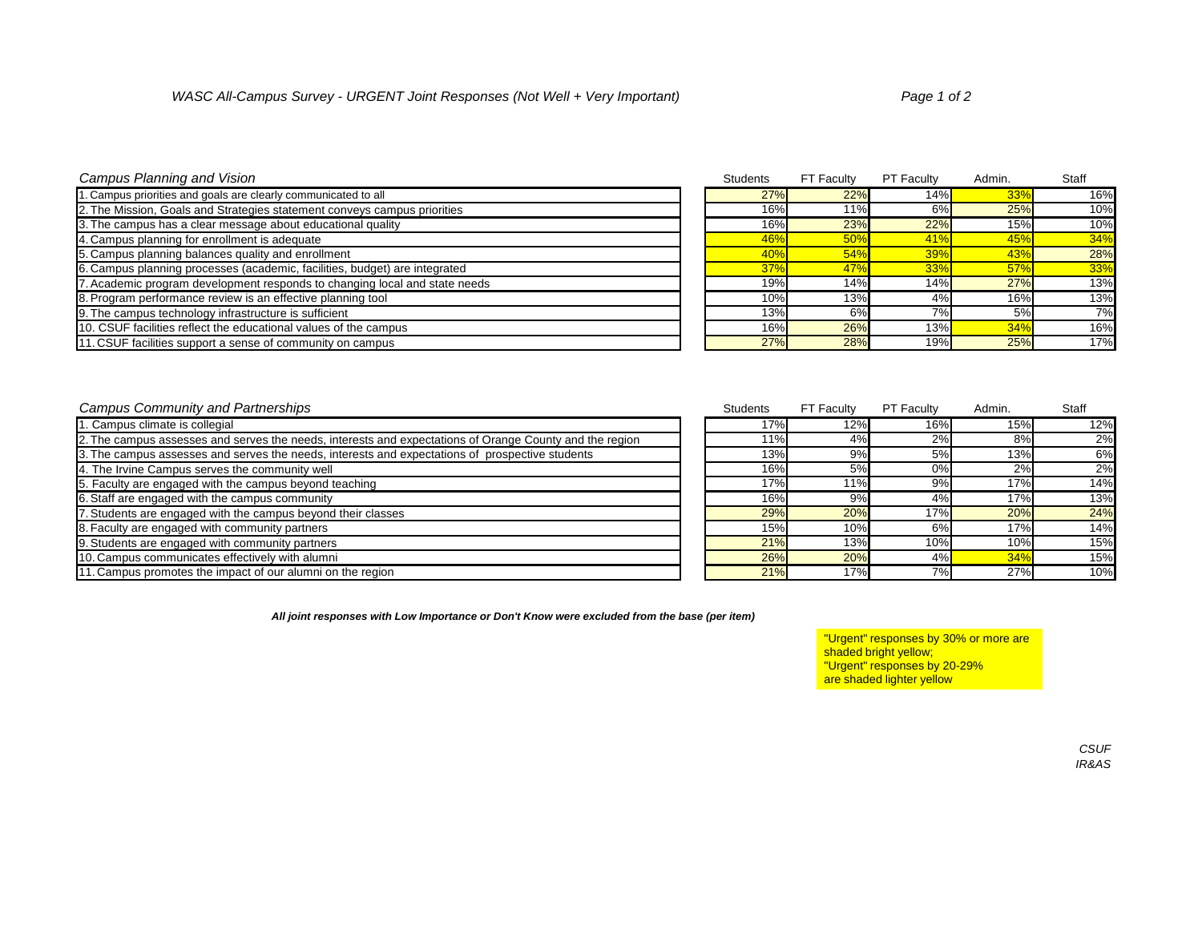*WASC All-Campus Survey - URGENT Joint Responses (Not Well + Very Important)*

| *Campus Planning and Vision* | Students | FT Faculty | PT Faculty | Admin. | Staff |
|---|---|---|---|---|---|
| 1. Campus priorities and goals are clearly communicated to all | 27% | 22% | 14% | 33% | 16% |
| 2. The Mission, Goals and Strategies statement conveys campus priorities | 16% | 11% | 6% | 25% | 10% |
| 3. The campus has a clear message about educational quality | 16% | 23% | 22% | 15% | 10% |
| 4. Campus planning for enrollment is adequate | 46% | 50% | 41% | 45% | 34% |
| 5. Campus planning balances quality and enrollment | 40% | 54% | 39% | 43% | 28% |
| 6. Campus planning processes (academic, facilities, budget) are integrated | 37% | 47% | 33% | 57% | 33% |
| 7. Academic program development responds to changing local and state needs | 19% | 14% | 14% | 27% | 13% |
| 8. Program performance review is an effective planning tool | 10% | 13% | 4% | 16% | 13% |
| 9. The campus technology infrastructure is sufficient | 13% | 6% | 7% | 5% | 7% |
| 10. CSUF facilities reflect the educational values of the campus | 16% | 26% | 13% | 34% | 16% |
| 11. CSUF facilities support a sense of community on campus | 27% | 28% | 19% | 25% | 17% |

| *Campus Community and Partnerships* | Students | FT Faculty | PT Faculty | Admin. | Staff |
|---|---|---|---|---|---|
| 1. Campus climate is collegial | 17% | 12% | 16% | 15% | 12% |
| 2. The campus assesses and serves the needs, interests and expectations of Orange County and the region | 11% | 4% | 2% | 8% | 2% |
| 3. The campus assesses and serves the needs, interests and expectations of prospective students | 13% | 9% | 5% | 13% | 6% |
| 4. The Irvine Campus serves the community well | 16% | 5% | 0% | 2% | 2% |
| 5. Faculty are engaged with the campus beyond teaching | 17% | 11% | 9% | 17% | 14% |
| 6. Staff are engaged with the campus community | 16% | 9% | 4% | 17% | 13% |
| 7. Students are engaged with the campus beyond their classes | 29% | 20% | 17% | 20% | 24% |
| 8. Faculty are engaged with community partners | 15% | 10% | 6% | 17% | 14% |
| 9. Students are engaged with community partners | 21% | 13% | 10% | 10% | 15% |
| 10. Campus communicates effectively with alumni | 26% | 20% | 4% | 34% | 15% |
| 11. Campus promotes the impact of our alumni on the region | 21% | 17% | 7% | 27% | 10% |

***All joint responses with Low Importance or Don't Know were excluded from the base (per item)***

"Urgent" responses by 30% or more are shaded bright yellow;
"Urgent" responses by 20-29% are shaded lighter yellow

*CSUF IR&AS*